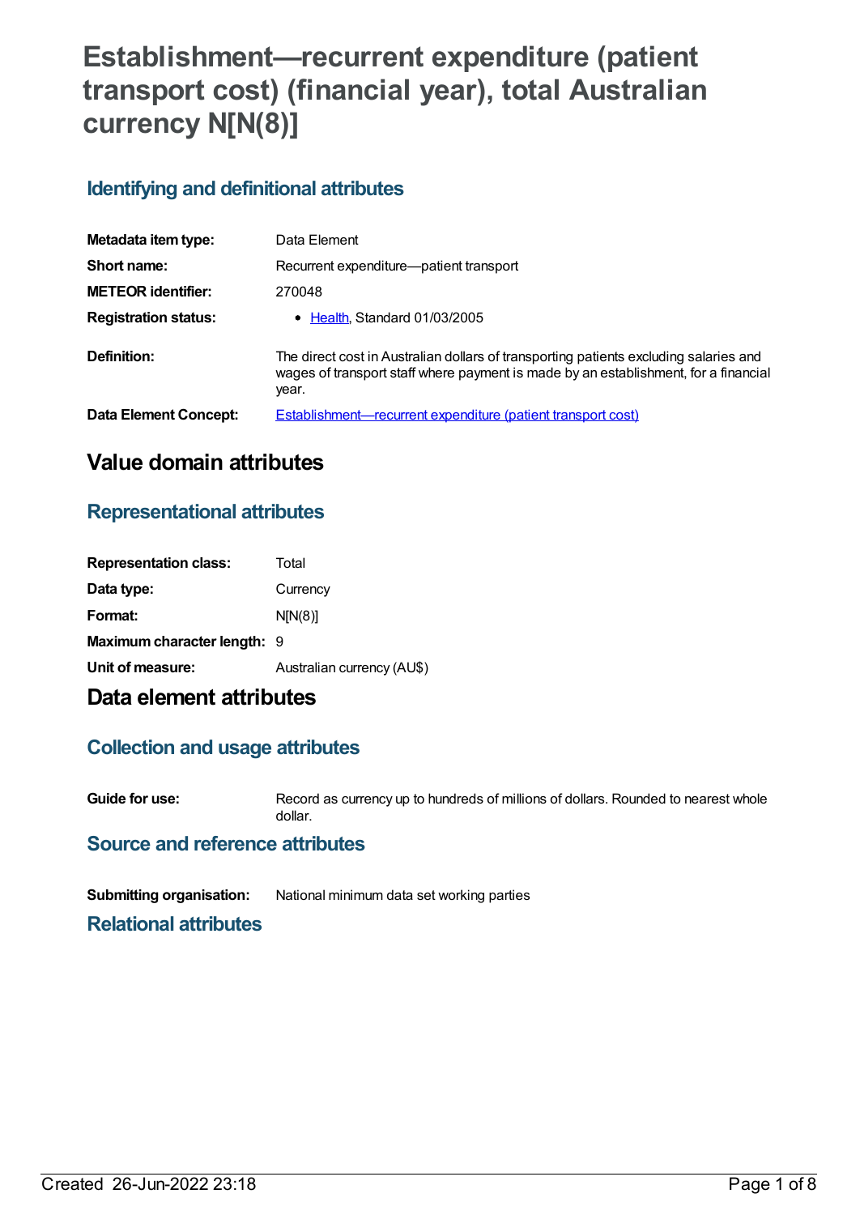# Establishment—recurrent expenditure (patient transport cost) (financial year), total Australian currency N[N(8)]

## Identifying and definitional attributes

| | |
|---|---|
| **Metadata item type:** | Data Element |
| **Short name:** | Recurrent expenditure—patient transport |
| **METEOR identifier:** | 270048 |
| **Registration status:** | • Health, Standard 01/03/2005 |
| **Definition:** | The direct cost in Australian dollars of transporting patients excluding salaries and wages of transport staff where payment is made by an establishment, for a financial year. |
| **Data Element Concept:** | Establishment—recurrent expenditure (patient transport cost) |

# Value domain attributes

## Representational attributes

| | |
|---|---|
| **Representation class:** | Total |
| **Data type:** | Currency |
| **Format:** | N[N(8)] |
| **Maximum character length:** | 9 |
| **Unit of measure:** | Australian currency (AU$) |

# Data element attributes

## Collection and usage attributes

| | |
|---|---|
| **Guide for use:** | Record as currency up to hundreds of millions of dollars. Rounded to nearest whole dollar. |

## Source and reference attributes

| | |
|---|---|
| **Submitting organisation:** | National minimum data set working parties |

## Relational attributes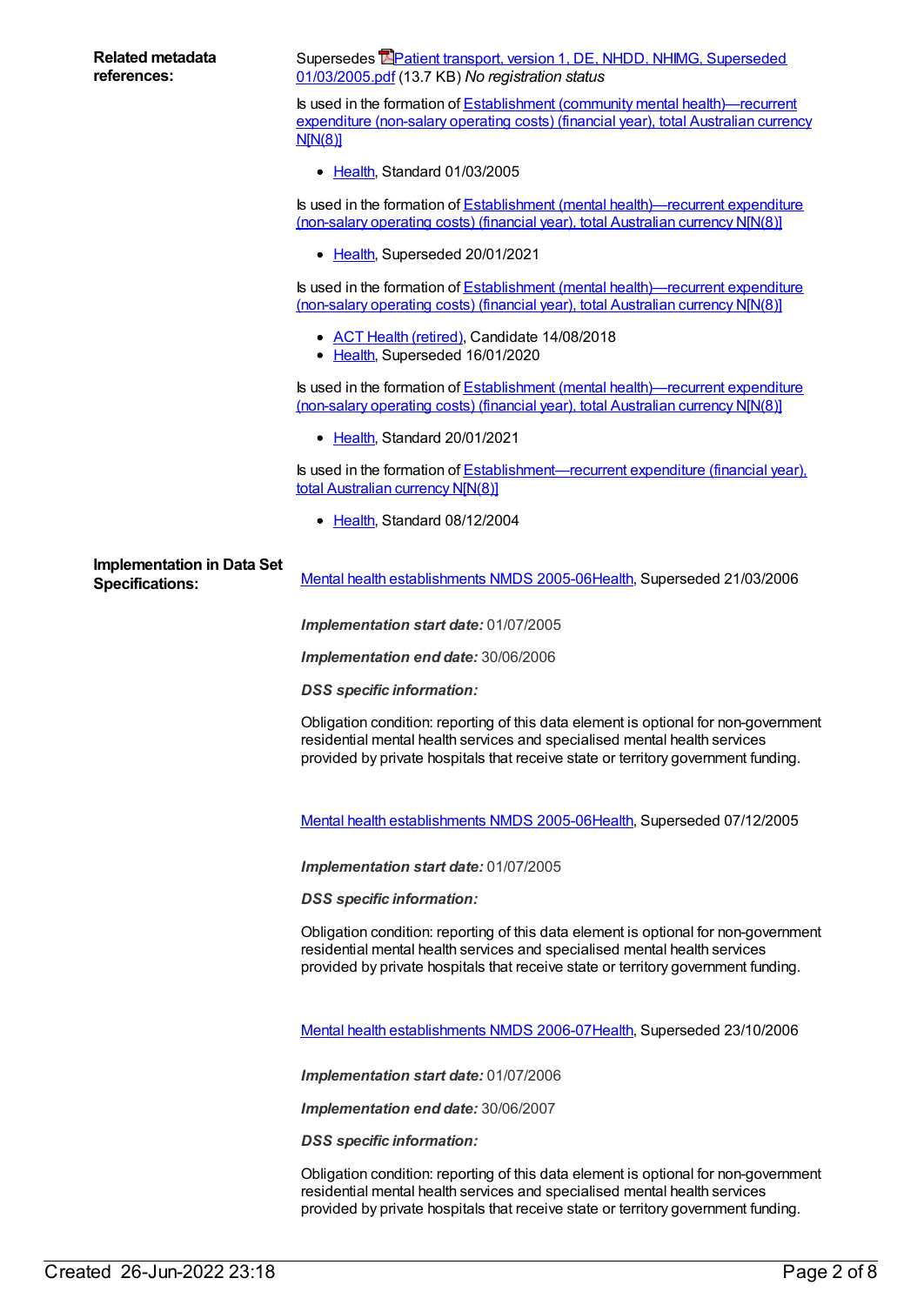**Related metadata references:**

Supersedes Patient transport, version 1, DE, NHDD, NHIMG, Superseded 01/03/2005.pdf (13.7 KB) *No registration status*

Is used in the formation of Establishment (community mental health)—recurrent expenditure (non-salary operating costs) (financial year), total Australian currency N[N(8)]

- Health, Standard 01/03/2005

Is used in the formation of Establishment (mental health)—recurrent expenditure (non-salary operating costs) (financial year), total Australian currency N[N(8)]

- Health, Superseded 20/01/2021

Is used in the formation of Establishment (mental health)—recurrent expenditure (non-salary operating costs) (financial year), total Australian currency N[N(8)]

- ACT Health (retired), Candidate 14/08/2018
- Health, Superseded 16/01/2020

Is used in the formation of Establishment (mental health)—recurrent expenditure (non-salary operating costs) (financial year), total Australian currency N[N(8)]

- Health, Standard 20/01/2021

Is used in the formation of Establishment—recurrent expenditure (financial year), total Australian currency N[N(8)]

- Health, Standard 08/12/2004

**Implementation in Data Set Specifications:**

Mental health establishments NMDS 2005-06Health, Superseded 21/03/2006

***Implementation start date:*** 01/07/2005

***Implementation end date:*** 30/06/2006

***DSS specific information:***

Obligation condition: reporting of this data element is optional for non-government residential mental health services and specialised mental health services provided by private hospitals that receive state or territory government funding.

Mental health establishments NMDS 2005-06Health, Superseded 07/12/2005

***Implementation start date:*** 01/07/2005

***DSS specific information:***

Obligation condition: reporting of this data element is optional for non-government residential mental health services and specialised mental health services provided by private hospitals that receive state or territory government funding.

Mental health establishments NMDS 2006-07Health, Superseded 23/10/2006

***Implementation start date:*** 01/07/2006

***Implementation end date:*** 30/06/2007

***DSS specific information:***

Obligation condition: reporting of this data element is optional for non-government residential mental health services and specialised mental health services provided by private hospitals that receive state or territory government funding.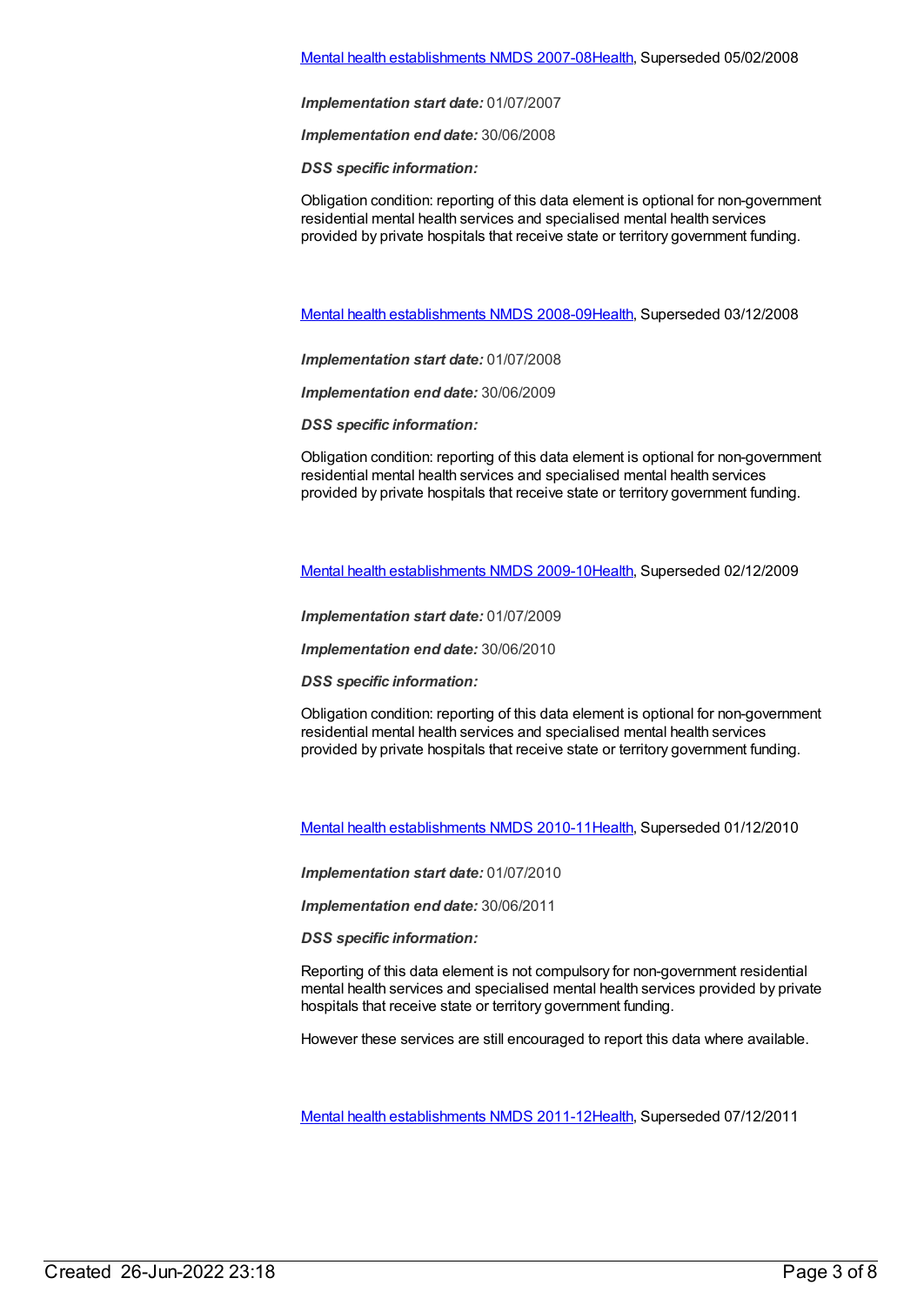Mental health establishments NMDS 2007-08Health, Superseded 05/02/2008

***Implementation start date:*** 01/07/2007

***Implementation end date:*** 30/06/2008

***DSS specific information:***

Obligation condition: reporting of this data element is optional for non-government residential mental health services and specialised mental health services provided by private hospitals that receive state or territory government funding.

Mental health establishments NMDS 2008-09Health, Superseded 03/12/2008

***Implementation start date:*** 01/07/2008

***Implementation end date:*** 30/06/2009

***DSS specific information:***

Obligation condition: reporting of this data element is optional for non-government residential mental health services and specialised mental health services provided by private hospitals that receive state or territory government funding.

Mental health establishments NMDS 2009-10Health, Superseded 02/12/2009

***Implementation start date:*** 01/07/2009

***Implementation end date:*** 30/06/2010

***DSS specific information:***

Obligation condition: reporting of this data element is optional for non-government residential mental health services and specialised mental health services provided by private hospitals that receive state or territory government funding.

Mental health establishments NMDS 2010-11Health, Superseded 01/12/2010

***Implementation start date:*** 01/07/2010

***Implementation end date:*** 30/06/2011

***DSS specific information:***

Reporting of this data element is not compulsory for non-government residential mental health services and specialised mental health services provided by private hospitals that receive state or territory government funding.

However these services are still encouraged to report this data where available.

Mental health establishments NMDS 2011-12Health, Superseded 07/12/2011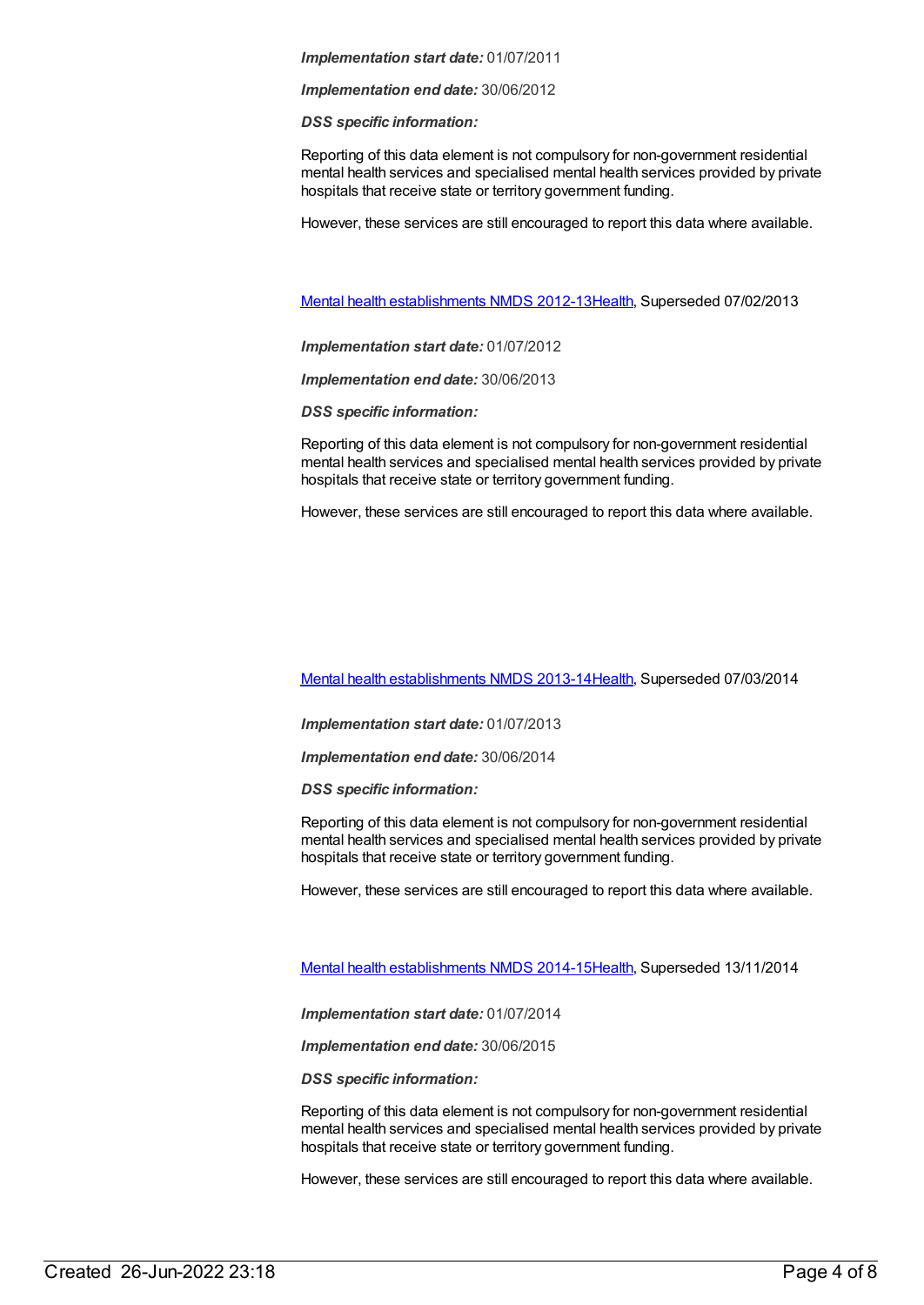***Implementation start date:*** 01/07/2011

***Implementation end date:*** 30/06/2012

***DSS specific information:***

Reporting of this data element is not compulsory for non-government residential mental health services and specialised mental health services provided by private hospitals that receive state or territory government funding.

However, these services are still encouraged to report this data where available.

Mental health establishments NMDS 2012-13Health, Superseded 07/02/2013

***Implementation start date:*** 01/07/2012

***Implementation end date:*** 30/06/2013

***DSS specific information:***

Reporting of this data element is not compulsory for non-government residential mental health services and specialised mental health services provided by private hospitals that receive state or territory government funding.

However, these services are still encouraged to report this data where available.

Mental health establishments NMDS 2013-14Health, Superseded 07/03/2014

***Implementation start date:*** 01/07/2013

***Implementation end date:*** 30/06/2014

***DSS specific information:***

Reporting of this data element is not compulsory for non-government residential mental health services and specialised mental health services provided by private hospitals that receive state or territory government funding.

However, these services are still encouraged to report this data where available.

Mental health establishments NMDS 2014-15Health, Superseded 13/11/2014

***Implementation start date:*** 01/07/2014

***Implementation end date:*** 30/06/2015

***DSS specific information:***

Reporting of this data element is not compulsory for non-government residential mental health services and specialised mental health services provided by private hospitals that receive state or territory government funding.

However, these services are still encouraged to report this data where available.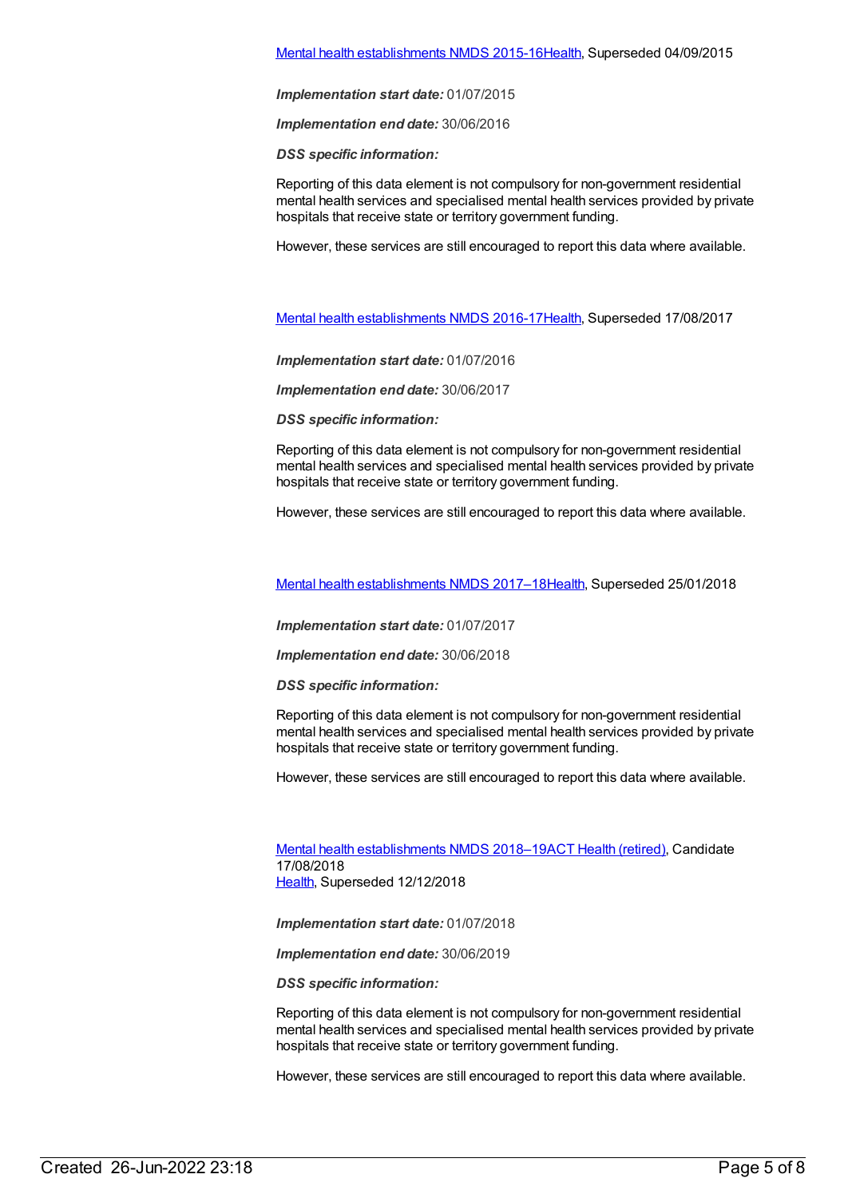[Mental health establishments NMDS 2015-16Health](#), Superseded 04/09/2015

***Implementation start date:*** 01/07/2015

***Implementation end date:*** 30/06/2016

***DSS specific information:***

Reporting of this data element is not compulsory for non-government residential mental health services and specialised mental health services provided by private hospitals that receive state or territory government funding.

However, these services are still encouraged to report this data where available.

[Mental health establishments NMDS 2016-17Health](#), Superseded 17/08/2017

***Implementation start date:*** 01/07/2016

***Implementation end date:*** 30/06/2017

***DSS specific information:***

Reporting of this data element is not compulsory for non-government residential mental health services and specialised mental health services provided by private hospitals that receive state or territory government funding.

However, these services are still encouraged to report this data where available.

[Mental health establishments NMDS 2017–18Health](#), Superseded 25/01/2018

***Implementation start date:*** 01/07/2017

***Implementation end date:*** 30/06/2018

***DSS specific information:***

Reporting of this data element is not compulsory for non-government residential mental health services and specialised mental health services provided by private hospitals that receive state or territory government funding.

However, these services are still encouraged to report this data where available.

[Mental health establishments NMDS 2018–19ACT Health (retired)](#), Candidate 17/08/2018
[Health](#), Superseded 12/12/2018

***Implementation start date:*** 01/07/2018

***Implementation end date:*** 30/06/2019

***DSS specific information:***

Reporting of this data element is not compulsory for non-government residential mental health services and specialised mental health services provided by private hospitals that receive state or territory government funding.

However, these services are still encouraged to report this data where available.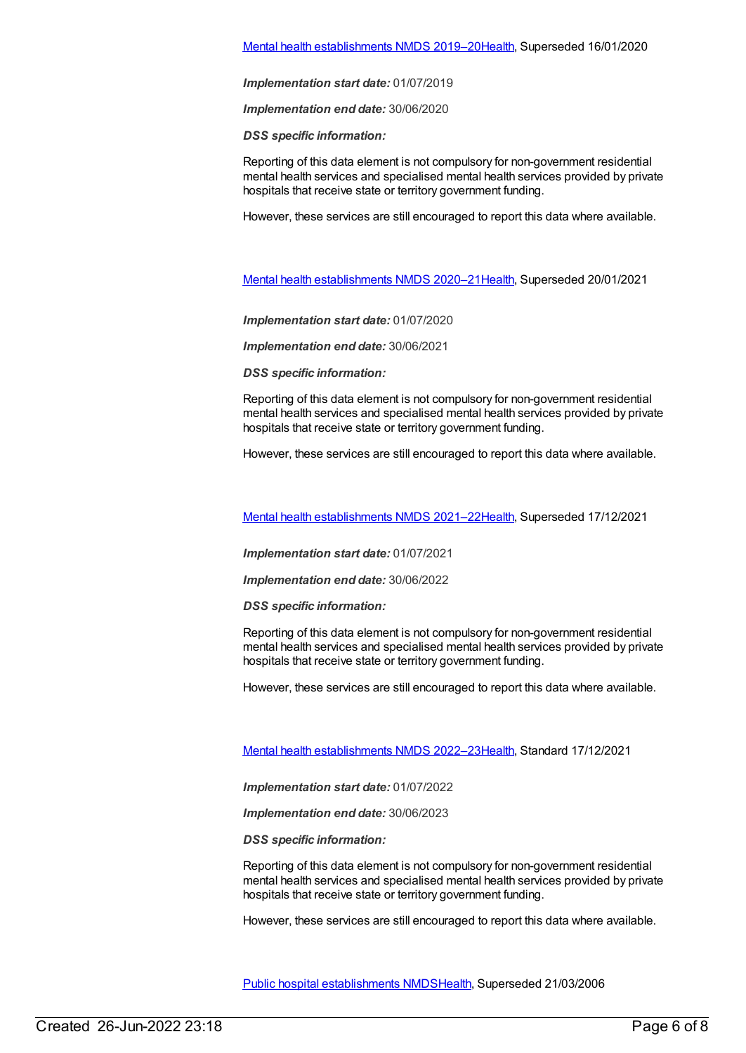Mental health establishments NMDS 2019–20Health, Superseded 16/01/2020

***Implementation start date:*** 01/07/2019

***Implementation end date:*** 30/06/2020

***DSS specific information:***

Reporting of this data element is not compulsory for non-government residential mental health services and specialised mental health services provided by private hospitals that receive state or territory government funding.

However, these services are still encouraged to report this data where available.

Mental health establishments NMDS 2020–21Health, Superseded 20/01/2021

***Implementation start date:*** 01/07/2020

***Implementation end date:*** 30/06/2021

***DSS specific information:***

Reporting of this data element is not compulsory for non-government residential mental health services and specialised mental health services provided by private hospitals that receive state or territory government funding.

However, these services are still encouraged to report this data where available.

Mental health establishments NMDS 2021–22Health, Superseded 17/12/2021

***Implementation start date:*** 01/07/2021

***Implementation end date:*** 30/06/2022

***DSS specific information:***

Reporting of this data element is not compulsory for non-government residential mental health services and specialised mental health services provided by private hospitals that receive state or territory government funding.

However, these services are still encouraged to report this data where available.

Mental health establishments NMDS 2022–23Health, Standard 17/12/2021

***Implementation start date:*** 01/07/2022

***Implementation end date:*** 30/06/2023

***DSS specific information:***

Reporting of this data element is not compulsory for non-government residential mental health services and specialised mental health services provided by private hospitals that receive state or territory government funding.

However, these services are still encouraged to report this data where available.

Public hospital establishments NMDSHealth, Superseded 21/03/2006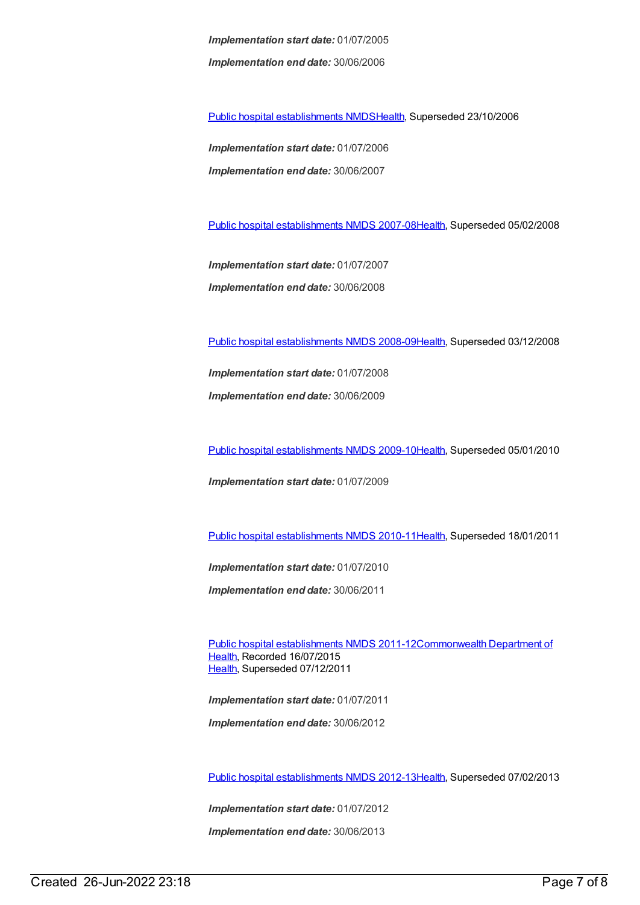***Implementation start date:*** 01/07/2005

***Implementation end date:*** 30/06/2006

Public hospital establishments NMDSHealth, Superseded 23/10/2006

***Implementation start date:*** 01/07/2006

***Implementation end date:*** 30/06/2007

Public hospital establishments NMDS 2007-08Health, Superseded 05/02/2008

***Implementation start date:*** 01/07/2007

***Implementation end date:*** 30/06/2008

Public hospital establishments NMDS 2008-09Health, Superseded 03/12/2008

***Implementation start date:*** 01/07/2008

***Implementation end date:*** 30/06/2009

Public hospital establishments NMDS 2009-10Health, Superseded 05/01/2010

***Implementation start date:*** 01/07/2009

Public hospital establishments NMDS 2010-11Health, Superseded 18/01/2011

***Implementation start date:*** 01/07/2010

***Implementation end date:*** 30/06/2011

Public hospital establishments NMDS 2011-12Commonwealth Department of Health, Recorded 16/07/2015
Health, Superseded 07/12/2011

***Implementation start date:*** 01/07/2011

***Implementation end date:*** 30/06/2012

Public hospital establishments NMDS 2012-13Health, Superseded 07/02/2013

***Implementation start date:*** 01/07/2012

***Implementation end date:*** 30/06/2013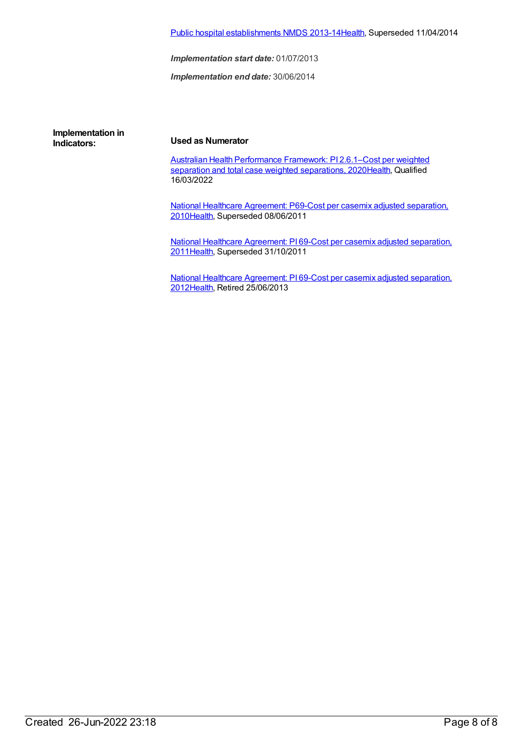Public hospital establishments NMDS 2013-14Health, Superseded 11/04/2014

***Implementation start date:*** 01/07/2013

***Implementation end date:*** 30/06/2014

**Implementation in Indicators:**

**Used as Numerator**

Australian Health Performance Framework: PI 2.6.1–Cost per weighted separation and total case weighted separations, 2020Health, Qualified 16/03/2022

National Healthcare Agreement: P69-Cost per casemix adjusted separation, 2010Health, Superseded 08/06/2011

National Healthcare Agreement: PI 69-Cost per casemix adjusted separation, 2011Health, Superseded 31/10/2011

National Healthcare Agreement: PI 69-Cost per casemix adjusted separation, 2012Health, Retired 25/06/2013